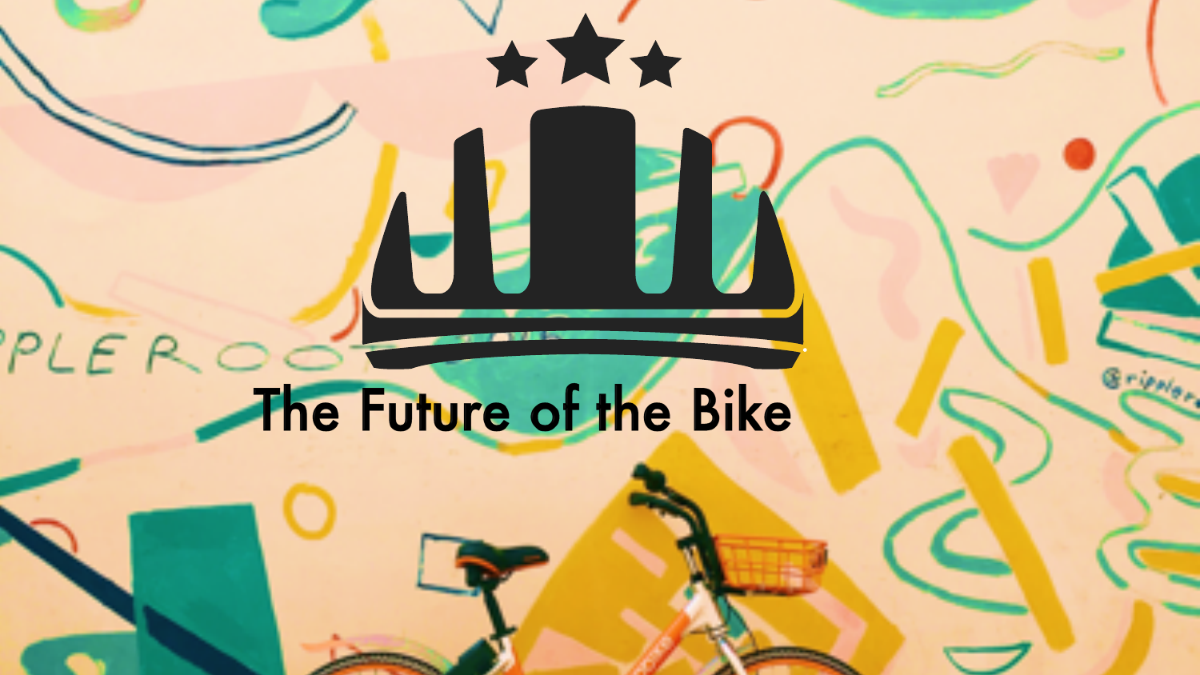# The Future of the Bike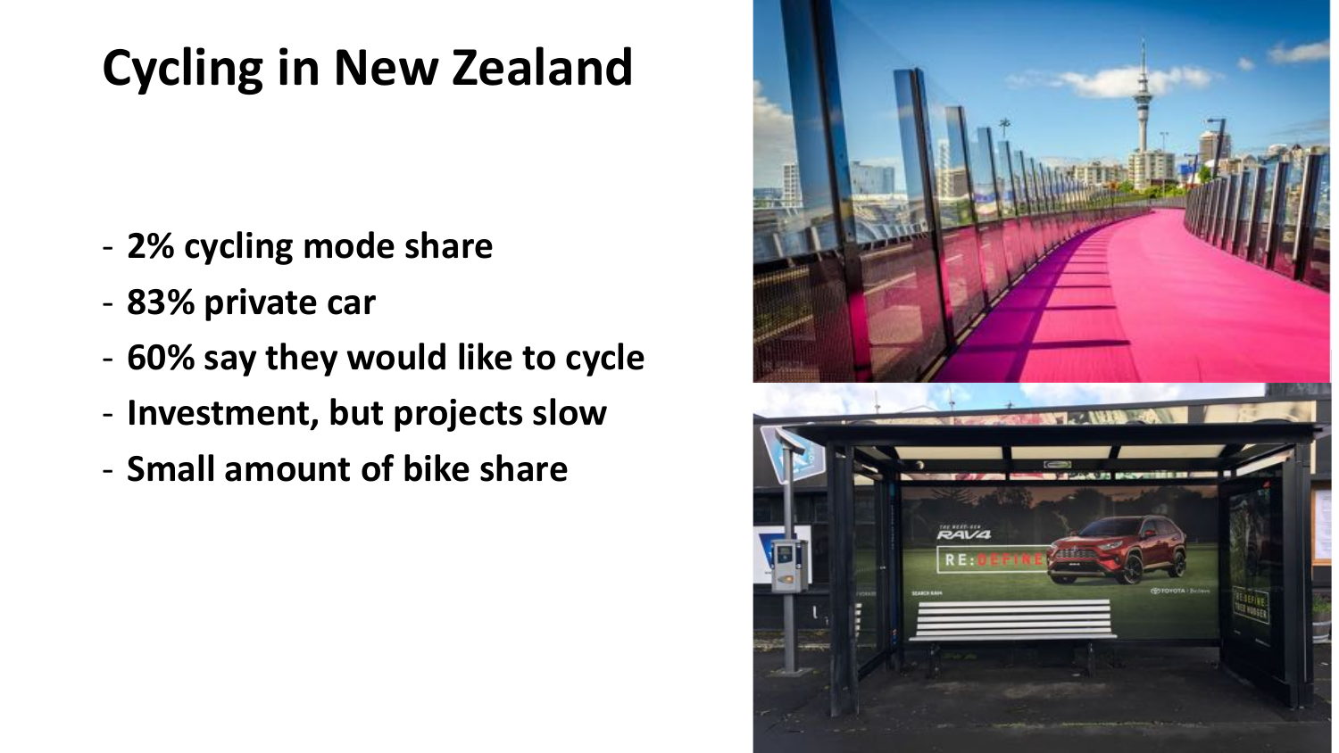# Cycling in New Zealand

- 2% cycling mode share
- 83% private car
- 60% say they would like to cycle
- Investment, but projects slow
- Small amount of bike share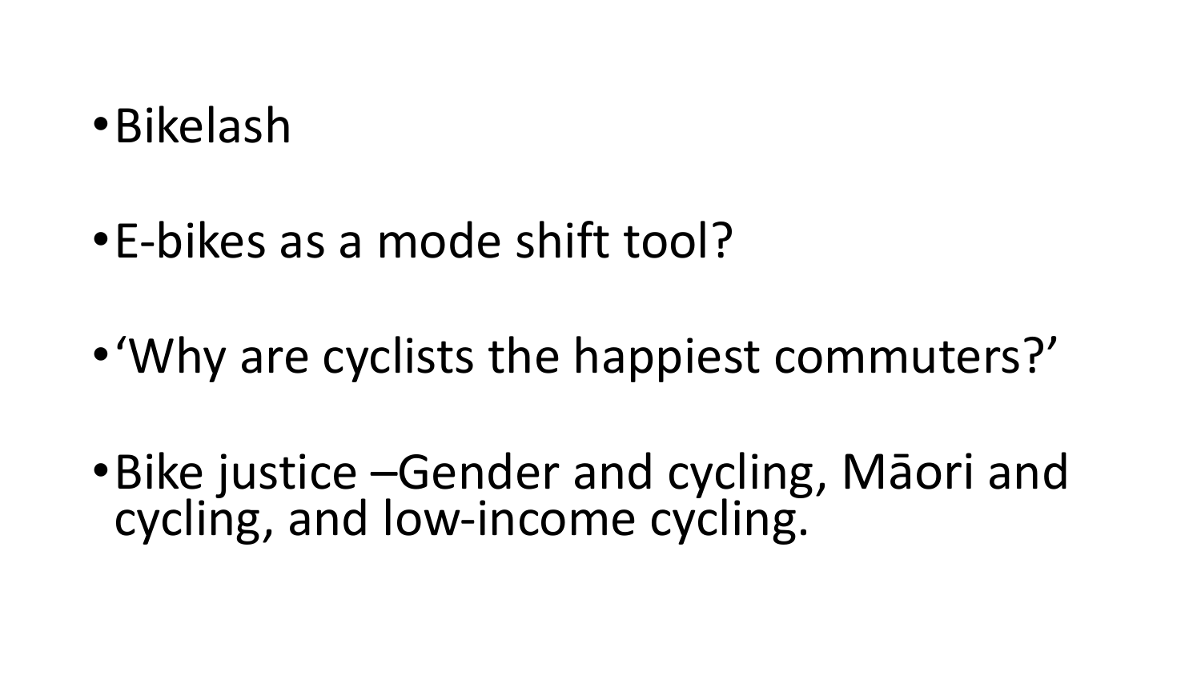- Bikelash
- E-bikes as a mode shift tool?
- ‘Why are cyclists the happiest commuters?’
- Bike justice –Gender and cycling, Māori and cycling, and low-income cycling.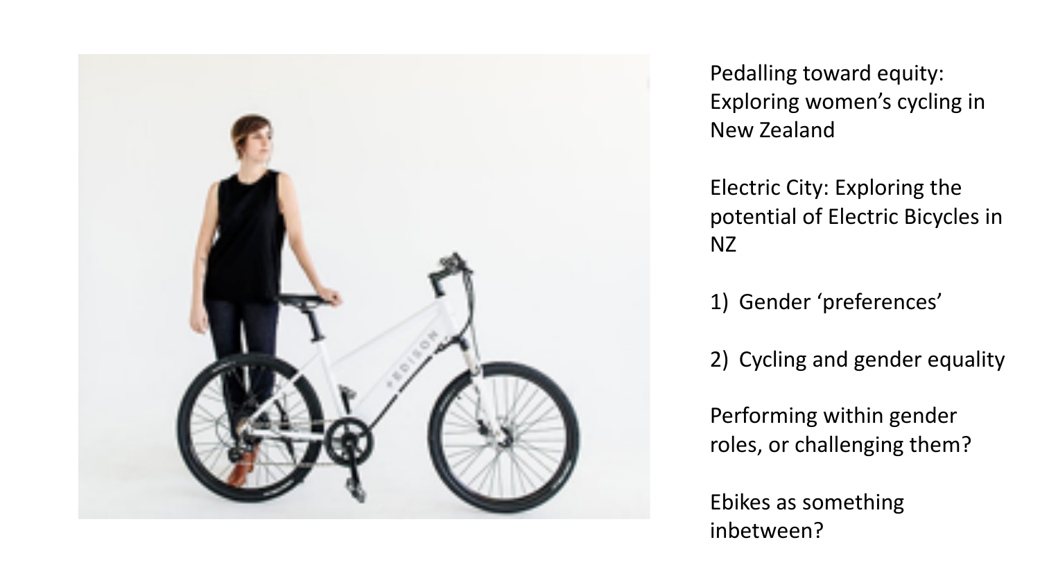Pedalling toward equity: Exploring women's cycling in New Zealand

Electric City: Exploring the potential of Electric Bicycles in NZ

1) Gender 'preferences'

2) Cycling and gender equality

Performing within gender roles, or challenging them?

Ebikes as something inbetween?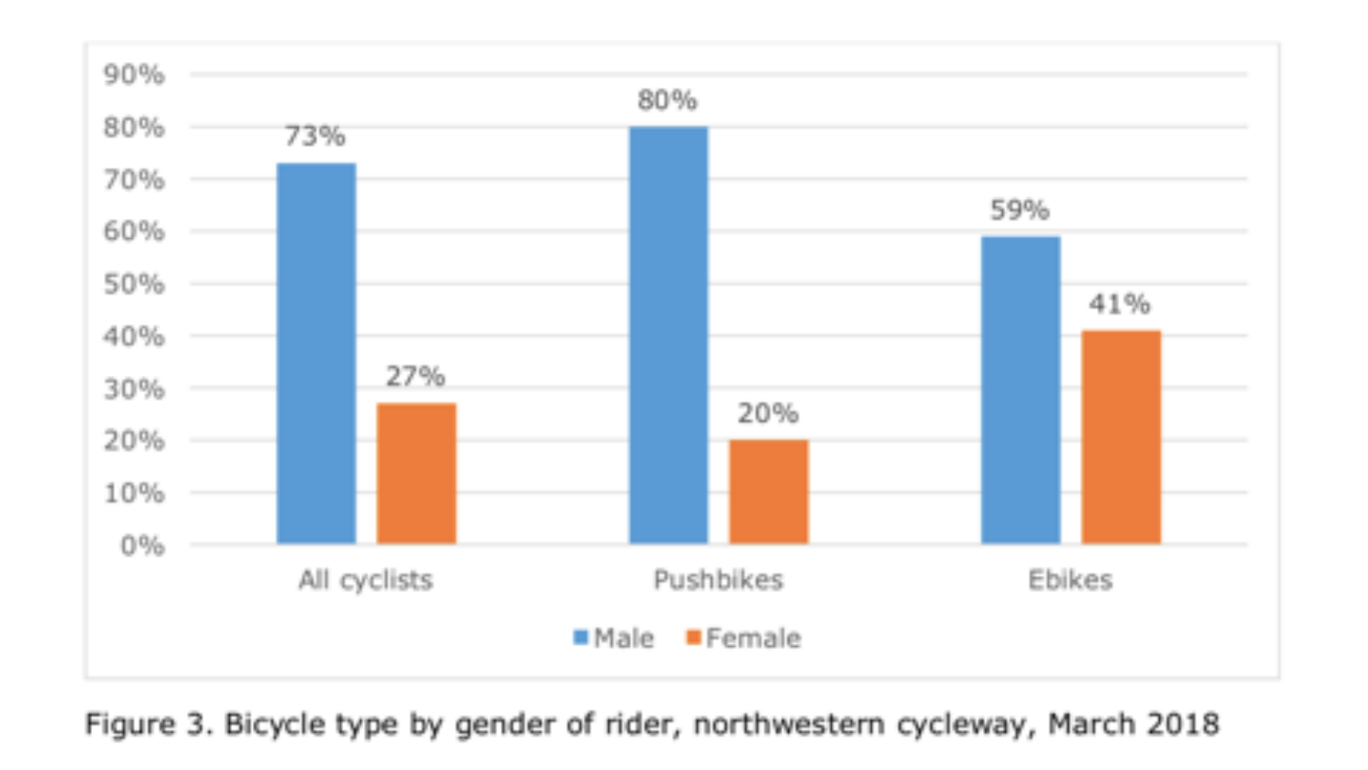| | Male | Female |
|---|---|---|
| All cyclists | 73% | 27% |
| Pushbikes | 80% | 20% |
| Ebikes | 59% | 41% |

Figure 3. Bicycle type by gender of rider, northwestern cycleway, March 2018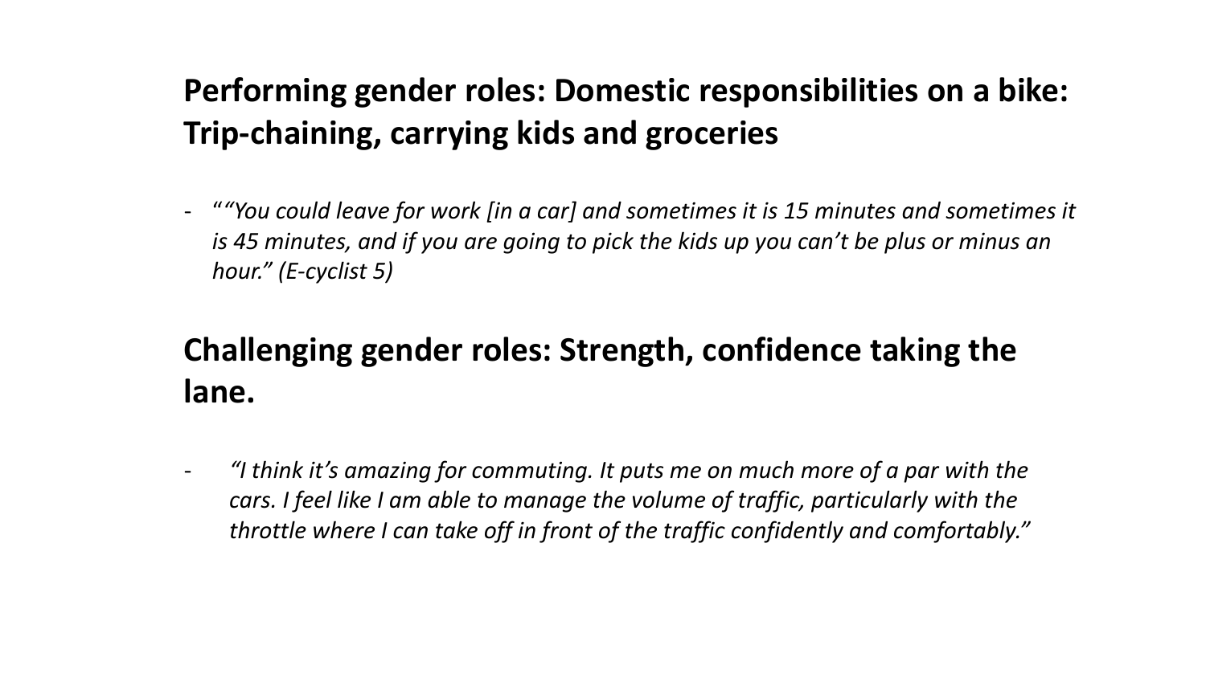## Performing gender roles: Domestic responsibilities on a bike: Trip-chaining, carrying kids and groceries

- "*"You could leave for work [in a car] and sometimes it is 15 minutes and sometimes it is 45 minutes, and if you are going to pick the kids up you can't be plus or minus an hour." (E-cyclist 5)*

## Challenging gender roles: Strength, confidence taking the lane.

- *"I think it's amazing for commuting. It puts me on much more of a par with the cars. I feel like I am able to manage the volume of traffic, particularly with the throttle where I can take off in front of the traffic confidently and comfortably."*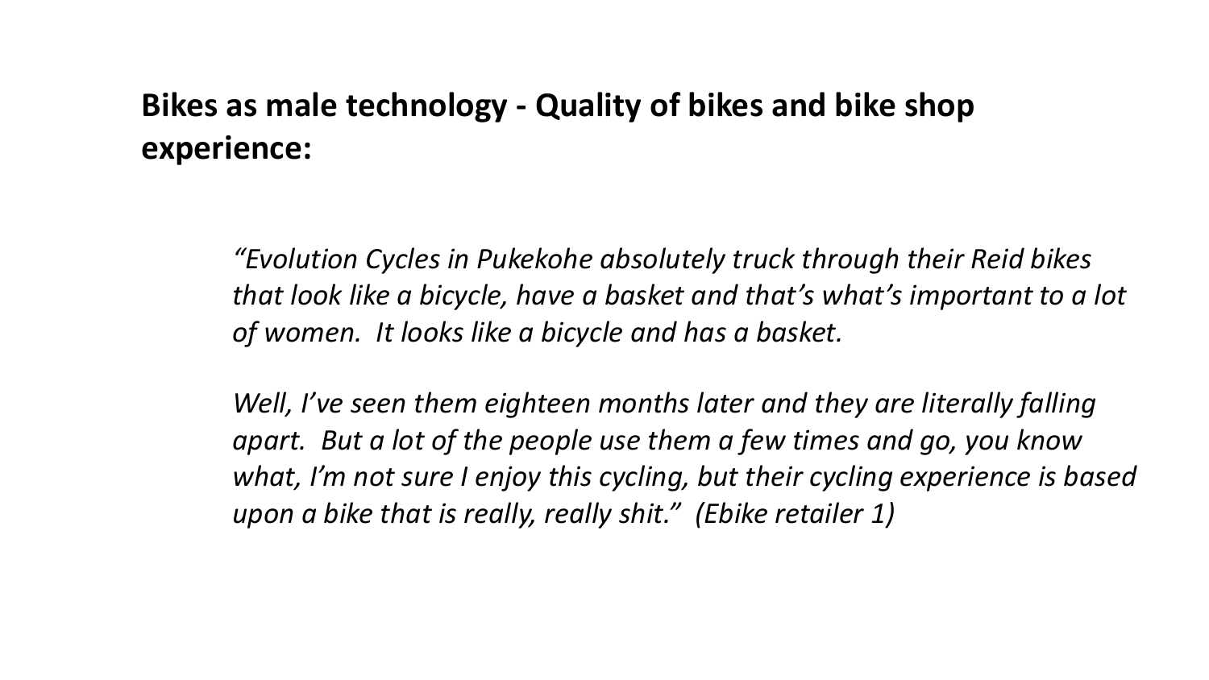## Bikes as male technology - Quality of bikes and bike shop experience:

*“Evolution Cycles in Pukekohe absolutely truck through their Reid bikes that look like a bicycle, have a basket and that’s what’s important to a lot of women. It looks like a bicycle and has a basket.*

*Well, I’ve seen them eighteen months later and they are literally falling apart. But a lot of the people use them a few times and go, you know what, I’m not sure I enjoy this cycling, but their cycling experience is based upon a bike that is really, really shit.” (Ebike retailer 1)*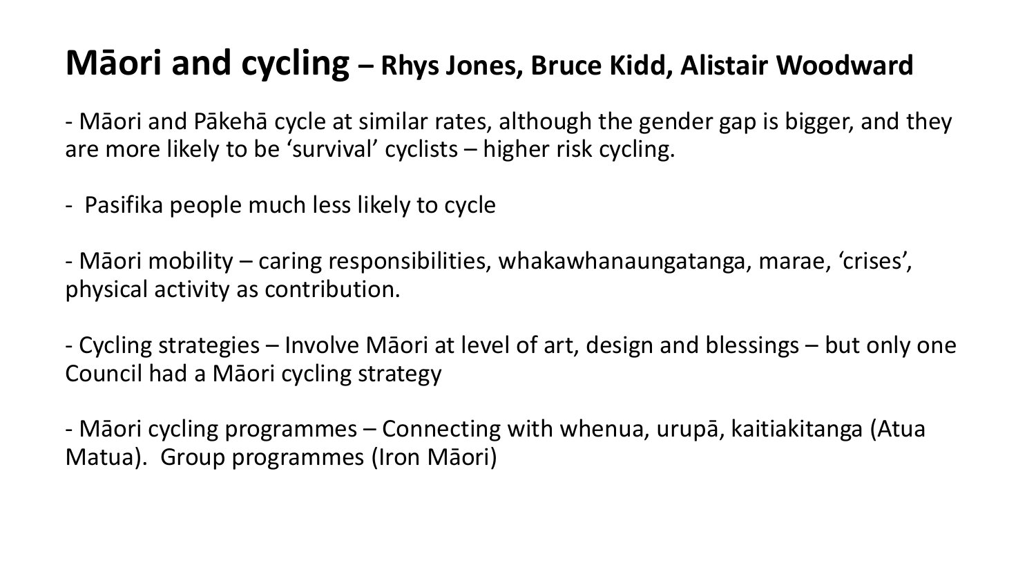# **Māori and cycling** – **Rhys Jones, Bruce Kidd, Alistair Woodward**

- Māori and Pākehā cycle at similar rates, although the gender gap is bigger, and they are more likely to be 'survival' cyclists – higher risk cycling.

- Pasifika people much less likely to cycle

- Māori mobility – caring responsibilities, whakawhanaungatanga, marae, 'crises', physical activity as contribution.

- Cycling strategies – Involve Māori at level of art, design and blessings – but only one Council had a Māori cycling strategy

- Māori cycling programmes – Connecting with whenua, urupā, kaitiakitanga (Atua Matua). Group programmes (Iron Māori)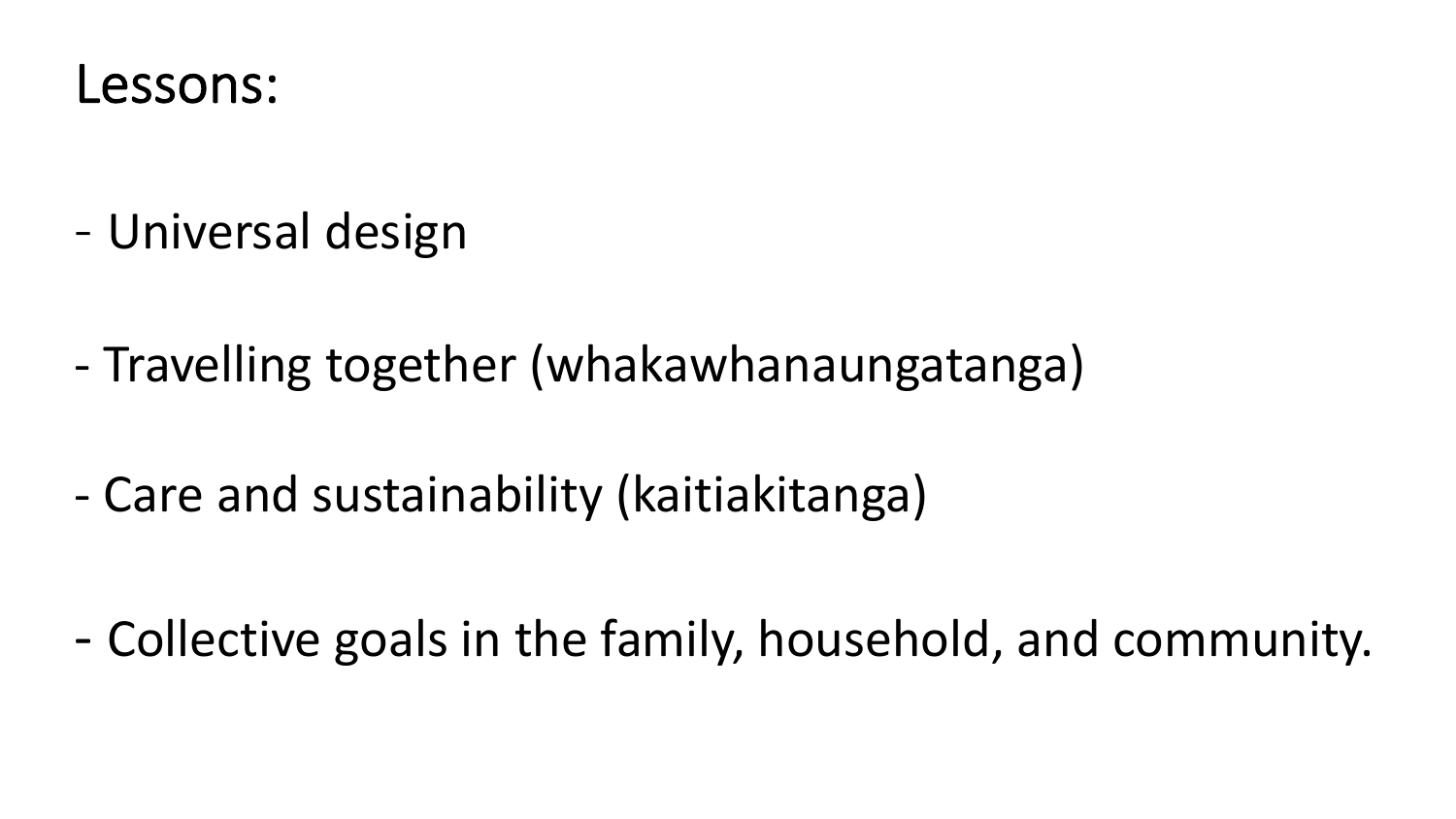# Lessons:

- Universal design
- Travelling together (whakawhanaungatanga)
- Care and sustainability (kaitiakitanga)
- Collective goals in the family, household, and community.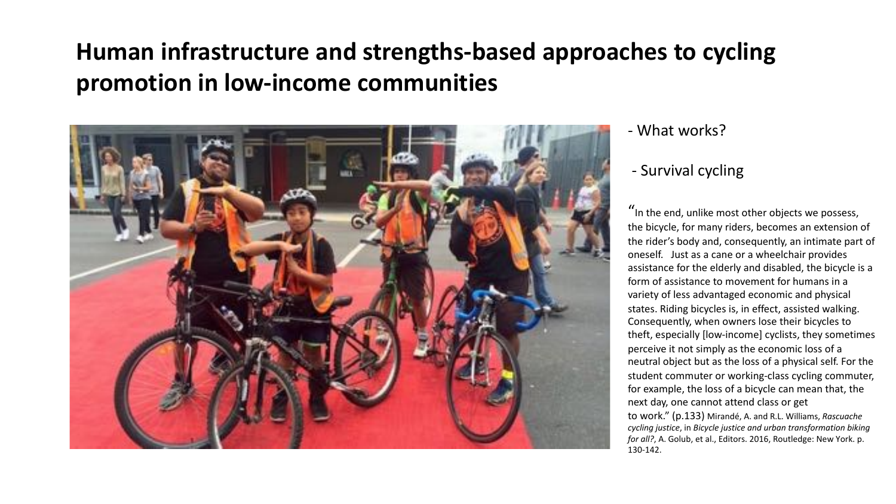# Human infrastructure and strengths-based approaches to cycling promotion in low-income communities

- What works?

- Survival cycling

"In the end, unlike most other objects we possess, the bicycle, for many riders, becomes an extension of the rider's body and, consequently, an intimate part of oneself. Just as a cane or a wheelchair provides assistance for the elderly and disabled, the bicycle is a form of assistance to movement for humans in a variety of less advantaged economic and physical states. Riding bicycles is, in effect, assisted walking. Consequently, when owners lose their bicycles to theft, especially [low-income] cyclists, they sometimes perceive it not simply as the economic loss of a neutral object but as the loss of a physical self. For the student commuter or working-class cycling commuter, for example, the loss of a bicycle can mean that, the next day, one cannot attend class or get to work." (p.133) Mirandé, A. and R.L. Williams, *Rascuache cycling justice*, in *Bicycle justice and urban transformation biking for all?*, A. Golub, et al., Editors. 2016, Routledge: New York. p. 130-142.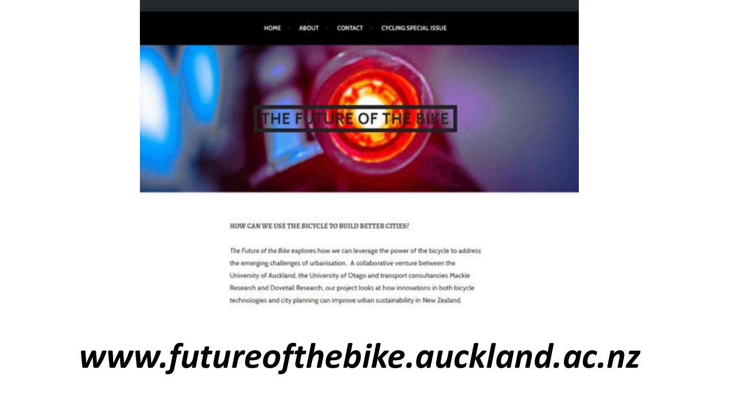HOME · ABOUT · CONTACT · CYCLING SPECIAL ISSUE

THE FUTURE OF THE BIKE

HOW CAN WE USE THE BICYCLE TO BUILD BETTER CITIES?

*The Future of the Bike* explores how we can leverage the power of the bicycle to address the emerging challenges of urbanisation. A collaborative venture between the University of Auckland, the University of Otago and transport consultancies Mackie Research and Dovetail Research, our project looks at how innovations in both bicycle technologies and city planning can improve urban sustainability in New Zealand.

***www.futureofthebike.auckland.ac.nz***